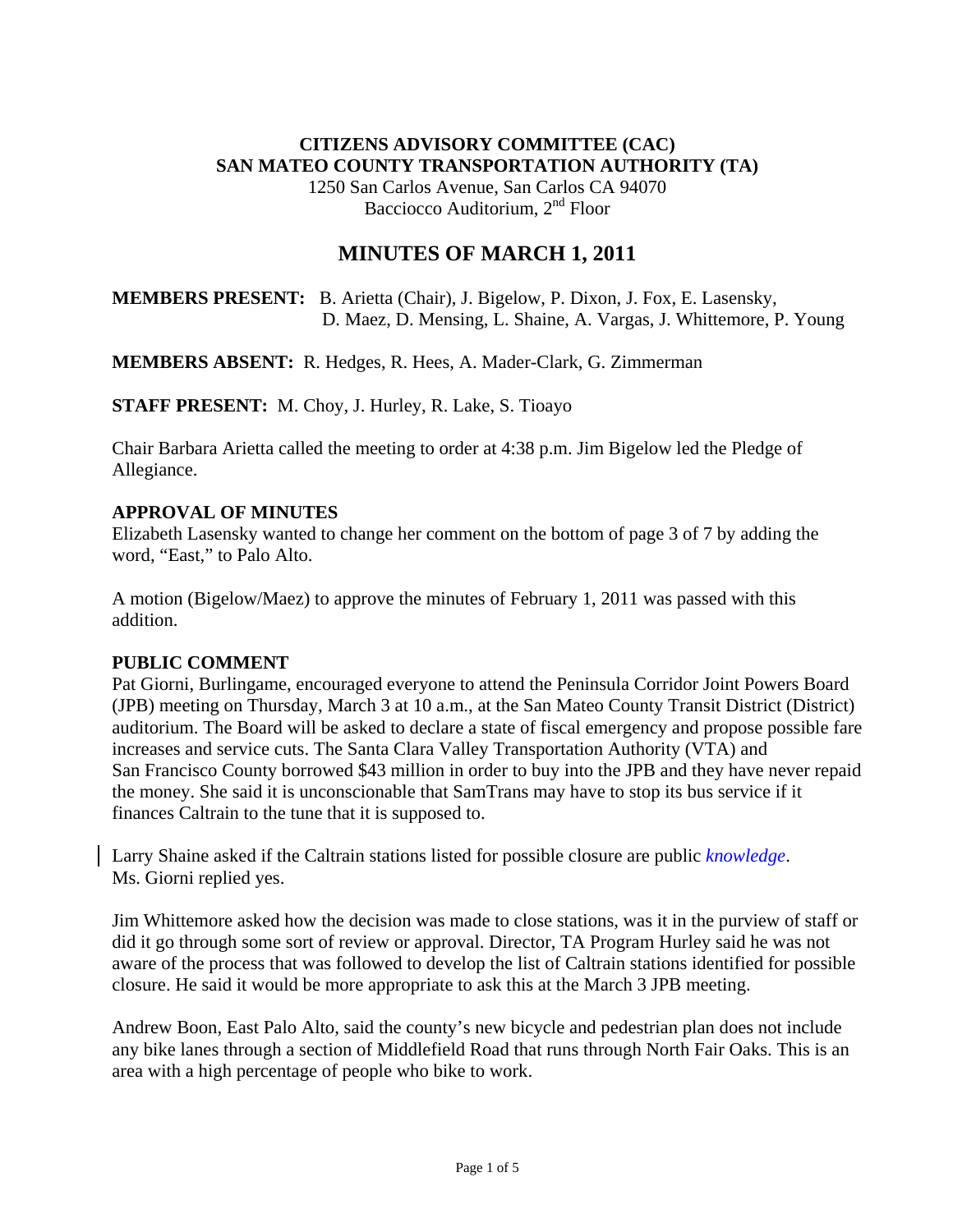**CITIZENS ADVISORY COMMITTEE (CAC)**
**SAN MATEO COUNTY TRANSPORTATION AUTHORITY (TA)**
1250 San Carlos Avenue, San Carlos CA 94070
Bacciocco Auditorium, 2nd Floor

# MINUTES OF MARCH 1, 2011

**MEMBERS PRESENT:** B. Arietta (Chair), J. Bigelow, P. Dixon, J. Fox, E. Lasensky, D. Maez, D. Mensing, L. Shaine, A. Vargas, J. Whittemore, P. Young

**MEMBERS ABSENT:** R. Hedges, R. Hees, A. Mader-Clark, G. Zimmerman

**STAFF PRESENT:** M. Choy, J. Hurley, R. Lake, S. Tioayo

Chair Barbara Arietta called the meeting to order at 4:38 p.m. Jim Bigelow led the Pledge of Allegiance.

## APPROVAL OF MINUTES

Elizabeth Lasensky wanted to change her comment on the bottom of page 3 of 7 by adding the word, "East," to Palo Alto.

A motion (Bigelow/Maez) to approve the minutes of February 1, 2011 was passed with this addition.

## PUBLIC COMMENT

Pat Giorni, Burlingame, encouraged everyone to attend the Peninsula Corridor Joint Powers Board (JPB) meeting on Thursday, March 3 at 10 a.m., at the San Mateo County Transit District (District) auditorium. The Board will be asked to declare a state of fiscal emergency and propose possible fare increases and service cuts. The Santa Clara Valley Transportation Authority (VTA) and San Francisco County borrowed $43 million in order to buy into the JPB and they have never repaid the money. She said it is unconscionable that SamTrans may have to stop its bus service if it finances Caltrain to the tune that it is supposed to.

Larry Shaine asked if the Caltrain stations listed for possible closure are public *knowledge*. Ms. Giorni replied yes.

Jim Whittemore asked how the decision was made to close stations, was it in the purview of staff or did it go through some sort of review or approval. Director, TA Program Hurley said he was not aware of the process that was followed to develop the list of Caltrain stations identified for possible closure. He said it would be more appropriate to ask this at the March 3 JPB meeting.

Andrew Boon, East Palo Alto, said the county's new bicycle and pedestrian plan does not include any bike lanes through a section of Middlefield Road that runs through North Fair Oaks. This is an area with a high percentage of people who bike to work.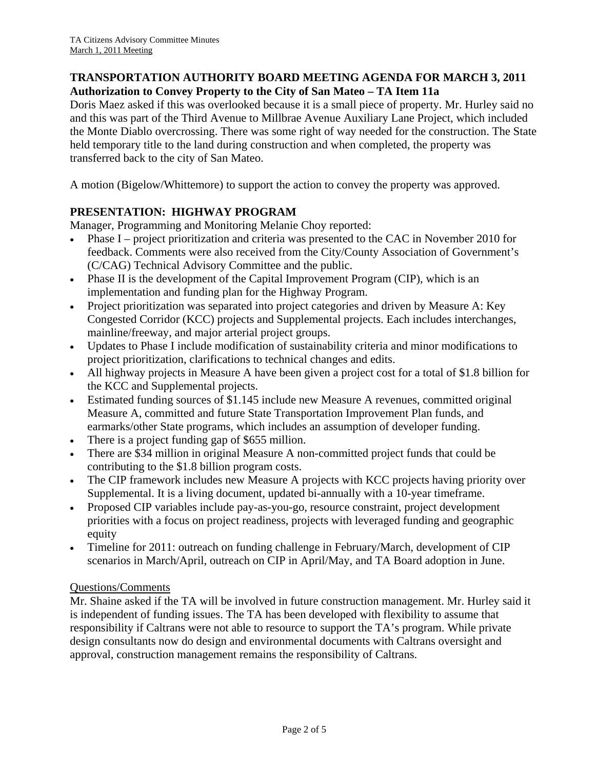## TRANSPORTATION AUTHORITY BOARD MEETING AGENDA FOR MARCH 3, 2011

**Authorization to Convey Property to the City of San Mateo – TA Item 11a**

Doris Maez asked if this was overlooked because it is a small piece of property. Mr. Hurley said no and this was part of the Third Avenue to Millbrae Avenue Auxiliary Lane Project, which included the Monte Diablo overcrossing. There was some right of way needed for the construction. The State held temporary title to the land during construction and when completed, the property was transferred back to the city of San Mateo.

A motion (Bigelow/Whittemore) to support the action to convey the property was approved.

## PRESENTATION: HIGHWAY PROGRAM

Manager, Programming and Monitoring Melanie Choy reported:

- Phase I – project prioritization and criteria was presented to the CAC in November 2010 for feedback. Comments were also received from the City/County Association of Government's (C/CAG) Technical Advisory Committee and the public.
- Phase II is the development of the Capital Improvement Program (CIP), which is an implementation and funding plan for the Highway Program.
- Project prioritization was separated into project categories and driven by Measure A: Key Congested Corridor (KCC) projects and Supplemental projects. Each includes interchanges, mainline/freeway, and major arterial project groups.
- Updates to Phase I include modification of sustainability criteria and minor modifications to project prioritization, clarifications to technical changes and edits.
- All highway projects in Measure A have been given a project cost for a total of $1.8 billion for the KCC and Supplemental projects.
- Estimated funding sources of $1.145 include new Measure A revenues, committed original Measure A, committed and future State Transportation Improvement Plan funds, and earmarks/other State programs, which includes an assumption of developer funding.
- There is a project funding gap of $655 million.
- There are $34 million in original Measure A non-committed project funds that could be contributing to the $1.8 billion program costs.
- The CIP framework includes new Measure A projects with KCC projects having priority over Supplemental. It is a living document, updated bi-annually with a 10-year timeframe.
- Proposed CIP variables include pay-as-you-go, resource constraint, project development priorities with a focus on project readiness, projects with leveraged funding and geographic equity
- Timeline for 2011: outreach on funding challenge in February/March, development of CIP scenarios in March/April, outreach on CIP in April/May, and TA Board adoption in June.

Questions/Comments

Mr. Shaine asked if the TA will be involved in future construction management. Mr. Hurley said it is independent of funding issues. The TA has been developed with flexibility to assume that responsibility if Caltrans were not able to resource to support the TA's program. While private design consultants now do design and environmental documents with Caltrans oversight and approval, construction management remains the responsibility of Caltrans.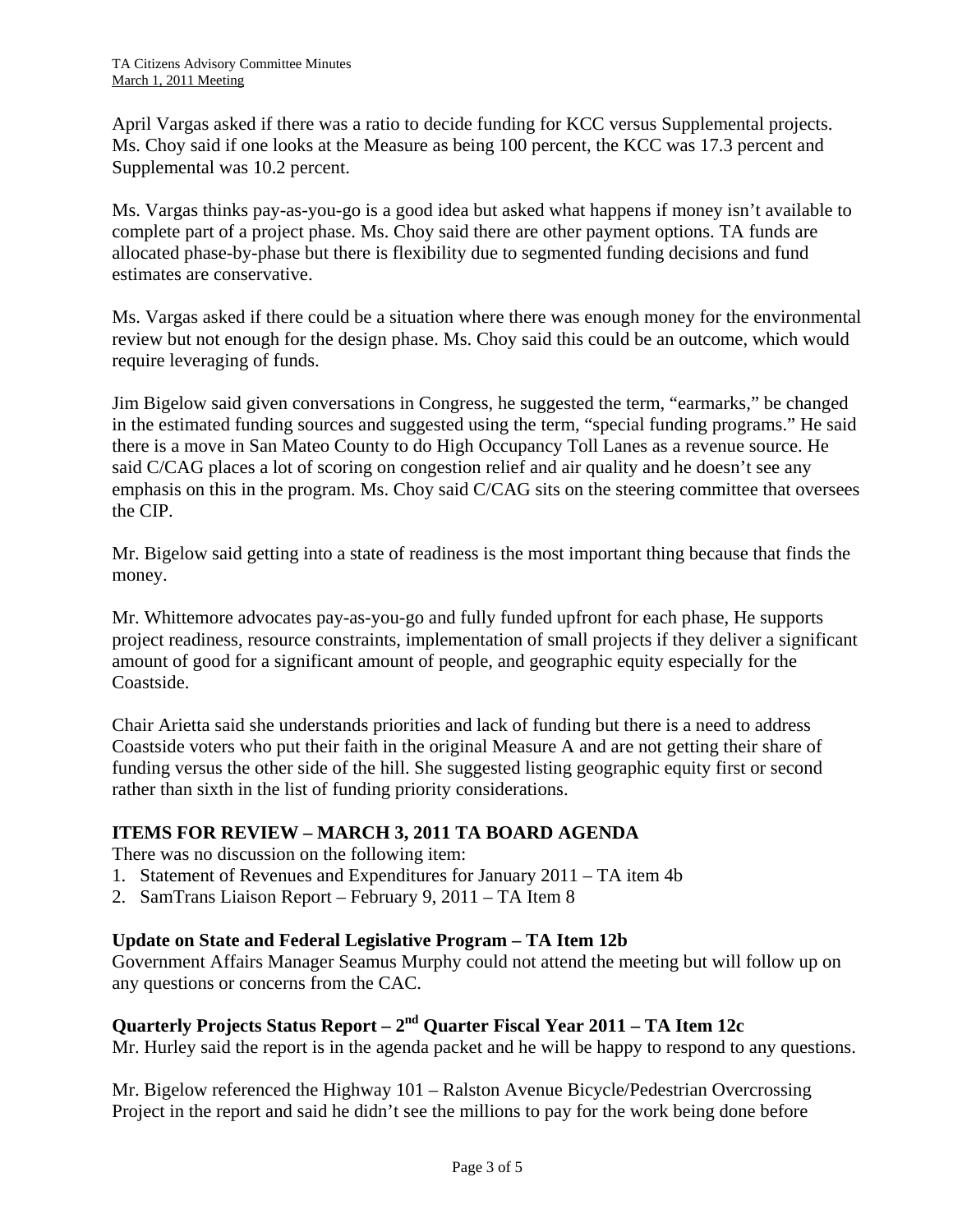April Vargas asked if there was a ratio to decide funding for KCC versus Supplemental projects. Ms. Choy said if one looks at the Measure as being 100 percent, the KCC was 17.3 percent and Supplemental was 10.2 percent.

Ms. Vargas thinks pay-as-you-go is a good idea but asked what happens if money isn't available to complete part of a project phase. Ms. Choy said there are other payment options. TA funds are allocated phase-by-phase but there is flexibility due to segmented funding decisions and fund estimates are conservative.

Ms. Vargas asked if there could be a situation where there was enough money for the environmental review but not enough for the design phase. Ms. Choy said this could be an outcome, which would require leveraging of funds.

Jim Bigelow said given conversations in Congress, he suggested the term, "earmarks," be changed in the estimated funding sources and suggested using the term, "special funding programs." He said there is a move in San Mateo County to do High Occupancy Toll Lanes as a revenue source. He said C/CAG places a lot of scoring on congestion relief and air quality and he doesn't see any emphasis on this in the program. Ms. Choy said C/CAG sits on the steering committee that oversees the CIP.

Mr. Bigelow said getting into a state of readiness is the most important thing because that finds the money.

Mr. Whittemore advocates pay-as-you-go and fully funded upfront for each phase, He supports project readiness, resource constraints, implementation of small projects if they deliver a significant amount of good for a significant amount of people, and geographic equity especially for the Coastside.

Chair Arietta said she understands priorities and lack of funding but there is a need to address Coastside voters who put their faith in the original Measure A and are not getting their share of funding versus the other side of the hill. She suggested listing geographic equity first or second rather than sixth in the list of funding priority considerations.

## ITEMS FOR REVIEW – MARCH 3, 2011 TA BOARD AGENDA

There was no discussion on the following item:

1. Statement of Revenues and Expenditures for January 2011 – TA item 4b
2. SamTrans Liaison Report – February 9, 2011 – TA Item 8

### Update on State and Federal Legislative Program – TA Item 12b

Government Affairs Manager Seamus Murphy could not attend the meeting but will follow up on any questions or concerns from the CAC.

### Quarterly Projects Status Report – 2nd Quarter Fiscal Year 2011 – TA Item 12c

Mr. Hurley said the report is in the agenda packet and he will be happy to respond to any questions.

Mr. Bigelow referenced the Highway 101 – Ralston Avenue Bicycle/Pedestrian Overcrossing Project in the report and said he didn't see the millions to pay for the work being done before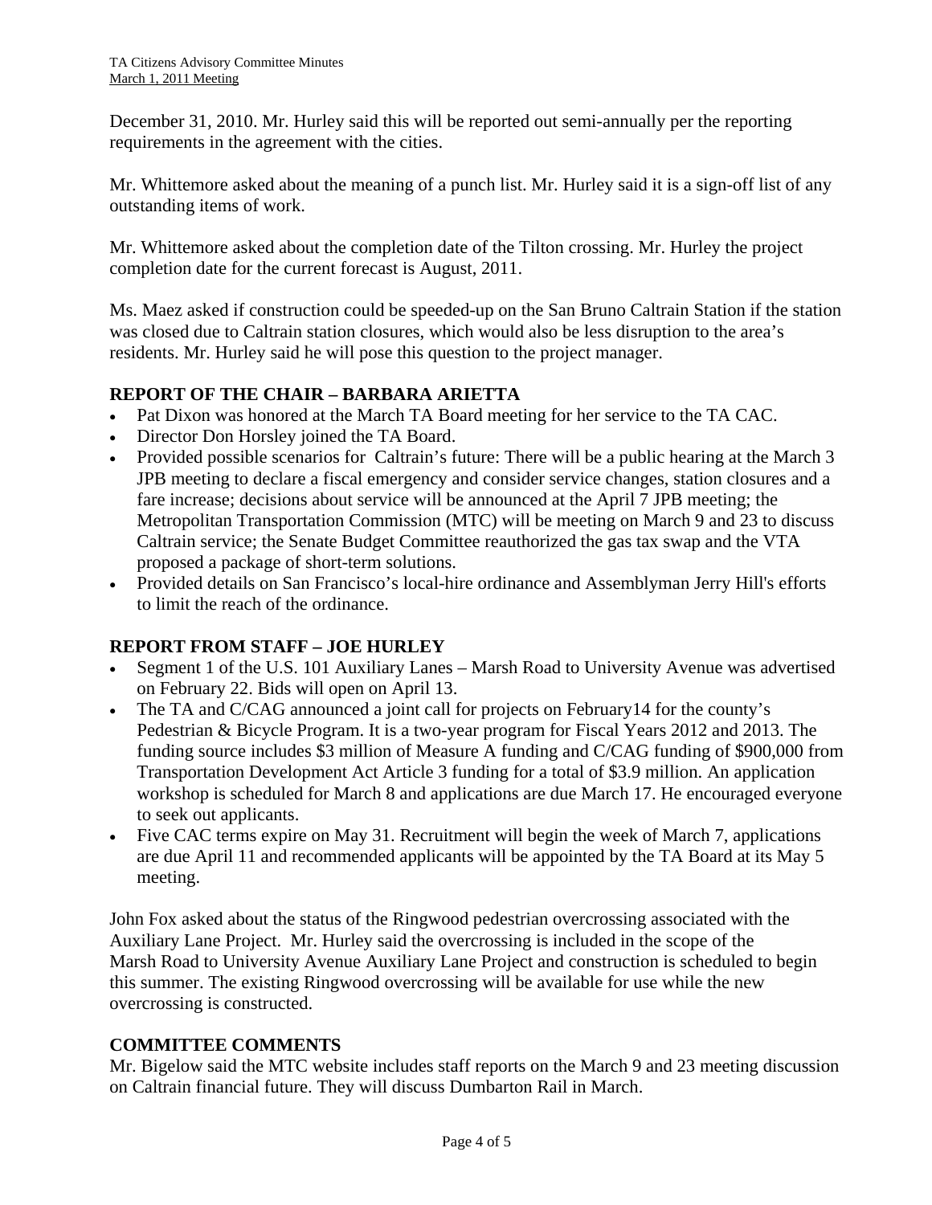December 31, 2010. Mr. Hurley said this will be reported out semi-annually per the reporting requirements in the agreement with the cities.

Mr. Whittemore asked about the meaning of a punch list. Mr. Hurley said it is a sign-off list of any outstanding items of work.

Mr. Whittemore asked about the completion date of the Tilton crossing. Mr. Hurley the project completion date for the current forecast is August, 2011.

Ms. Maez asked if construction could be speeded-up on the San Bruno Caltrain Station if the station was closed due to Caltrain station closures, which would also be less disruption to the area's residents. Mr. Hurley said he will pose this question to the project manager.

## REPORT OF THE CHAIR – BARBARA ARIETTA

- Pat Dixon was honored at the March TA Board meeting for her service to the TA CAC.
- Director Don Horsley joined the TA Board.
- Provided possible scenarios for Caltrain's future: There will be a public hearing at the March 3 JPB meeting to declare a fiscal emergency and consider service changes, station closures and a fare increase; decisions about service will be announced at the April 7 JPB meeting; the Metropolitan Transportation Commission (MTC) will be meeting on March 9 and 23 to discuss Caltrain service; the Senate Budget Committee reauthorized the gas tax swap and the VTA proposed a package of short-term solutions.
- Provided details on San Francisco's local-hire ordinance and Assemblyman Jerry Hill's efforts to limit the reach of the ordinance.

## REPORT FROM STAFF – JOE HURLEY

- Segment 1 of the U.S. 101 Auxiliary Lanes – Marsh Road to University Avenue was advertised on February 22. Bids will open on April 13.
- The TA and C/CAG announced a joint call for projects on February14 for the county's Pedestrian & Bicycle Program. It is a two-year program for Fiscal Years 2012 and 2013. The funding source includes $3 million of Measure A funding and C/CAG funding of $900,000 from Transportation Development Act Article 3 funding for a total of $3.9 million. An application workshop is scheduled for March 8 and applications are due March 17. He encouraged everyone to seek out applicants.
- Five CAC terms expire on May 31. Recruitment will begin the week of March 7, applications are due April 11 and recommended applicants will be appointed by the TA Board at its May 5 meeting.

John Fox asked about the status of the Ringwood pedestrian overcrossing associated with the Auxiliary Lane Project. Mr. Hurley said the overcrossing is included in the scope of the Marsh Road to University Avenue Auxiliary Lane Project and construction is scheduled to begin this summer. The existing Ringwood overcrossing will be available for use while the new overcrossing is constructed.

## COMMITTEE COMMENTS

Mr. Bigelow said the MTC website includes staff reports on the March 9 and 23 meeting discussion on Caltrain financial future. They will discuss Dumbarton Rail in March.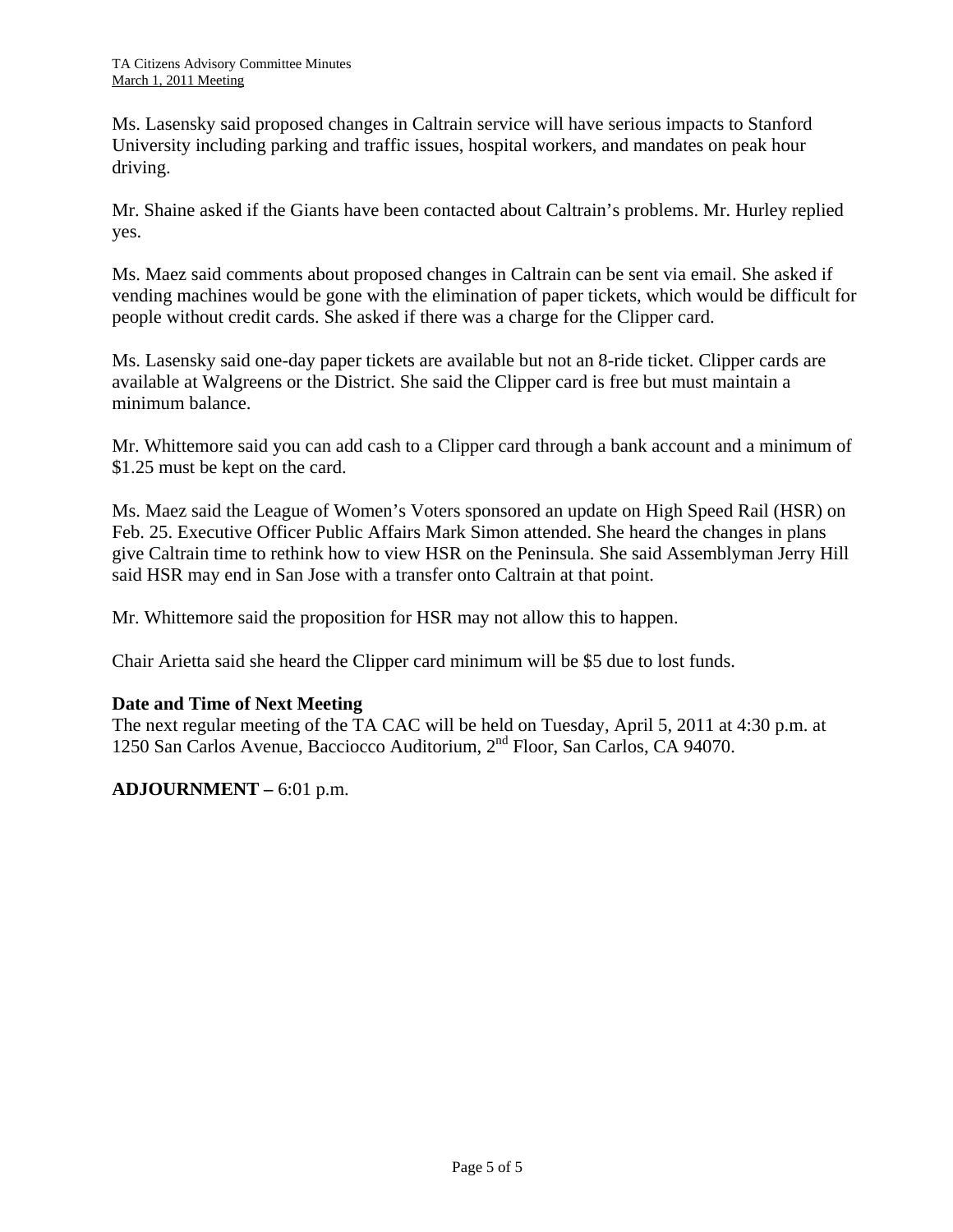Ms. Lasensky said proposed changes in Caltrain service will have serious impacts to Stanford University including parking and traffic issues, hospital workers, and mandates on peak hour driving.

Mr. Shaine asked if the Giants have been contacted about Caltrain's problems. Mr. Hurley replied yes.

Ms. Maez said comments about proposed changes in Caltrain can be sent via email. She asked if vending machines would be gone with the elimination of paper tickets, which would be difficult for people without credit cards. She asked if there was a charge for the Clipper card.

Ms. Lasensky said one-day paper tickets are available but not an 8-ride ticket. Clipper cards are available at Walgreens or the District. She said the Clipper card is free but must maintain a minimum balance.

Mr. Whittemore said you can add cash to a Clipper card through a bank account and a minimum of $1.25 must be kept on the card.

Ms. Maez said the League of Women's Voters sponsored an update on High Speed Rail (HSR) on Feb. 25. Executive Officer Public Affairs Mark Simon attended. She heard the changes in plans give Caltrain time to rethink how to view HSR on the Peninsula. She said Assemblyman Jerry Hill said HSR may end in San Jose with a transfer onto Caltrain at that point.

Mr. Whittemore said the proposition for HSR may not allow this to happen.

Chair Arietta said she heard the Clipper card minimum will be $5 due to lost funds.

**Date and Time of Next Meeting**
The next regular meeting of the TA CAC will be held on Tuesday, April 5, 2011 at 4:30 p.m. at 1250 San Carlos Avenue, Bacciocco Auditorium, 2nd Floor, San Carlos, CA 94070.

**ADJOURNMENT –** 6:01 p.m.